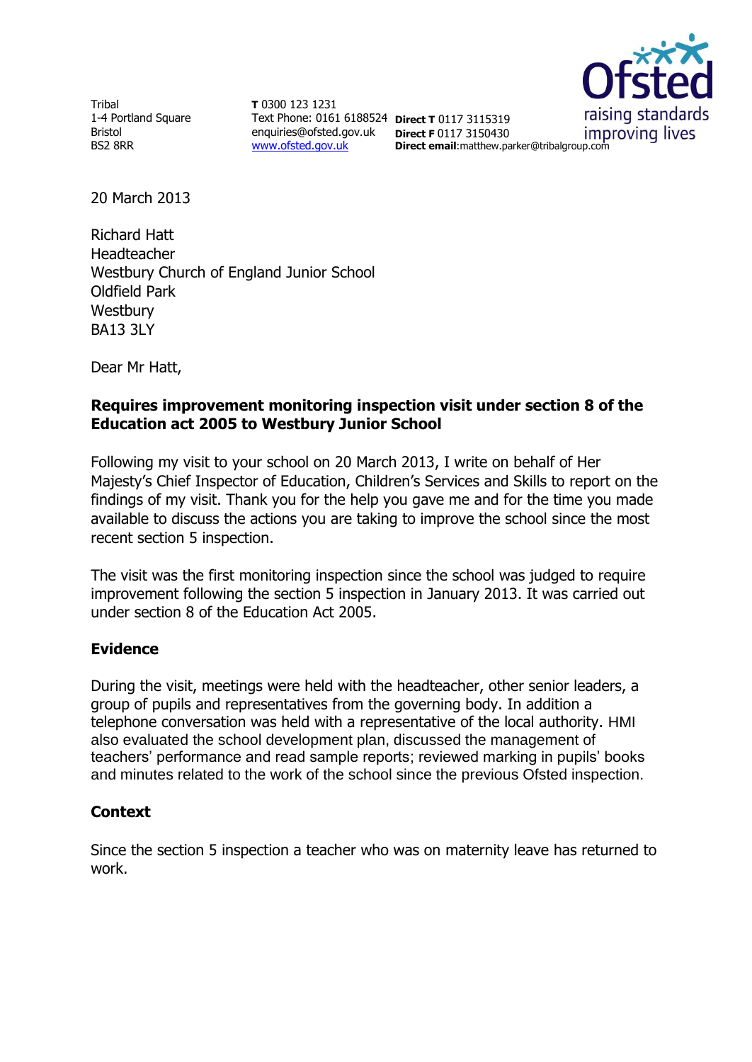Tribal
1-4 Portland Square
Bristol
BS2 8RR

**T** 0300 123 1231
Text Phone: 0161 6188524
enquiries@ofsted.gov.uk
www.ofsted.gov.uk

**Direct T** 0117 3115319
**Direct F** 0117 3150430
**Direct email**:matthew.parker@tribalgroup.com

20 March 2013

Richard Hatt
Headteacher
Westbury Church of England Junior School
Oldfield Park
Westbury
BA13 3LY

Dear Mr Hatt,

**Requires improvement monitoring inspection visit under section 8 of the Education act 2005 to Westbury Junior School**

Following my visit to your school on 20 March 2013, I write on behalf of Her Majesty's Chief Inspector of Education, Children's Services and Skills to report on the findings of my visit. Thank you for the help you gave me and for the time you made available to discuss the actions you are taking to improve the school since the most recent section 5 inspection.

The visit was the first monitoring inspection since the school was judged to require improvement following the section 5 inspection in January 2013. It was carried out under section 8 of the Education Act 2005.

## Evidence

During the visit, meetings were held with the headteacher, other senior leaders, a group of pupils and representatives from the governing body. In addition a telephone conversation was held with a representative of the local authority. HMI also evaluated the school development plan, discussed the management of teachers' performance and read sample reports; reviewed marking in pupils' books and minutes related to the work of the school since the previous Ofsted inspection.

## Context

Since the section 5 inspection a teacher who was on maternity leave has returned to work.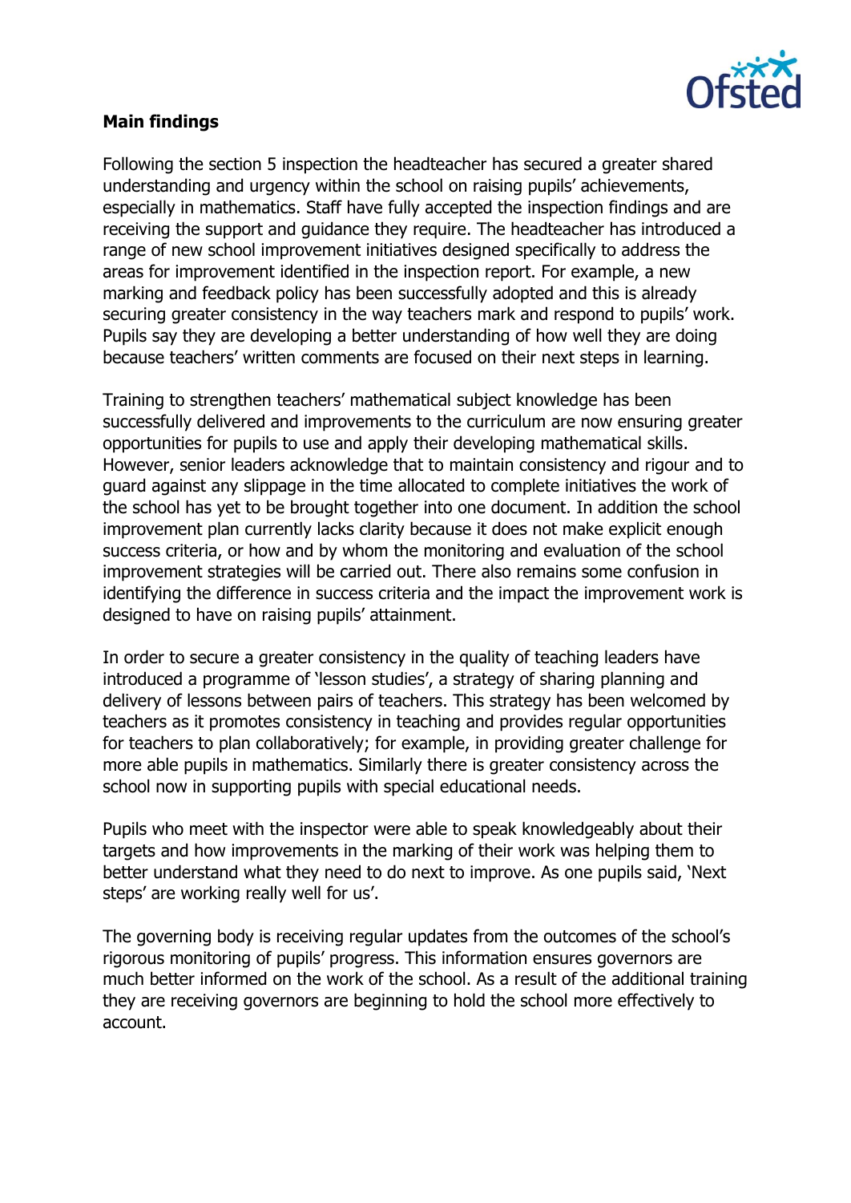**Main findings**

Following the section 5 inspection the headteacher has secured a greater shared understanding and urgency within the school on raising pupils' achievements, especially in mathematics. Staff have fully accepted the inspection findings and are receiving the support and guidance they require. The headteacher has introduced a range of new school improvement initiatives designed specifically to address the areas for improvement identified in the inspection report. For example, a new marking and feedback policy has been successfully adopted and this is already securing greater consistency in the way teachers mark and respond to pupils' work. Pupils say they are developing a better understanding of how well they are doing because teachers' written comments are focused on their next steps in learning.

Training to strengthen teachers' mathematical subject knowledge has been successfully delivered and improvements to the curriculum are now ensuring greater opportunities for pupils to use and apply their developing mathematical skills. However, senior leaders acknowledge that to maintain consistency and rigour and to guard against any slippage in the time allocated to complete initiatives the work of the school has yet to be brought together into one document. In addition the school improvement plan currently lacks clarity because it does not make explicit enough success criteria, or how and by whom the monitoring and evaluation of the school improvement strategies will be carried out. There also remains some confusion in identifying the difference in success criteria and the impact the improvement work is designed to have on raising pupils' attainment.

In order to secure a greater consistency in the quality of teaching leaders have introduced a programme of 'lesson studies', a strategy of sharing planning and delivery of lessons between pairs of teachers. This strategy has been welcomed by teachers as it promotes consistency in teaching and provides regular opportunities for teachers to plan collaboratively; for example, in providing greater challenge for more able pupils in mathematics. Similarly there is greater consistency across the school now in supporting pupils with special educational needs.

Pupils who meet with the inspector were able to speak knowledgeably about their targets and how improvements in the marking of their work was helping them to better understand what they need to do next to improve. As one pupils said, 'Next steps' are working really well for us'.

The governing body is receiving regular updates from the outcomes of the school's rigorous monitoring of pupils' progress. This information ensures governors are much better informed on the work of the school. As a result of the additional training they are receiving governors are beginning to hold the school more effectively to account.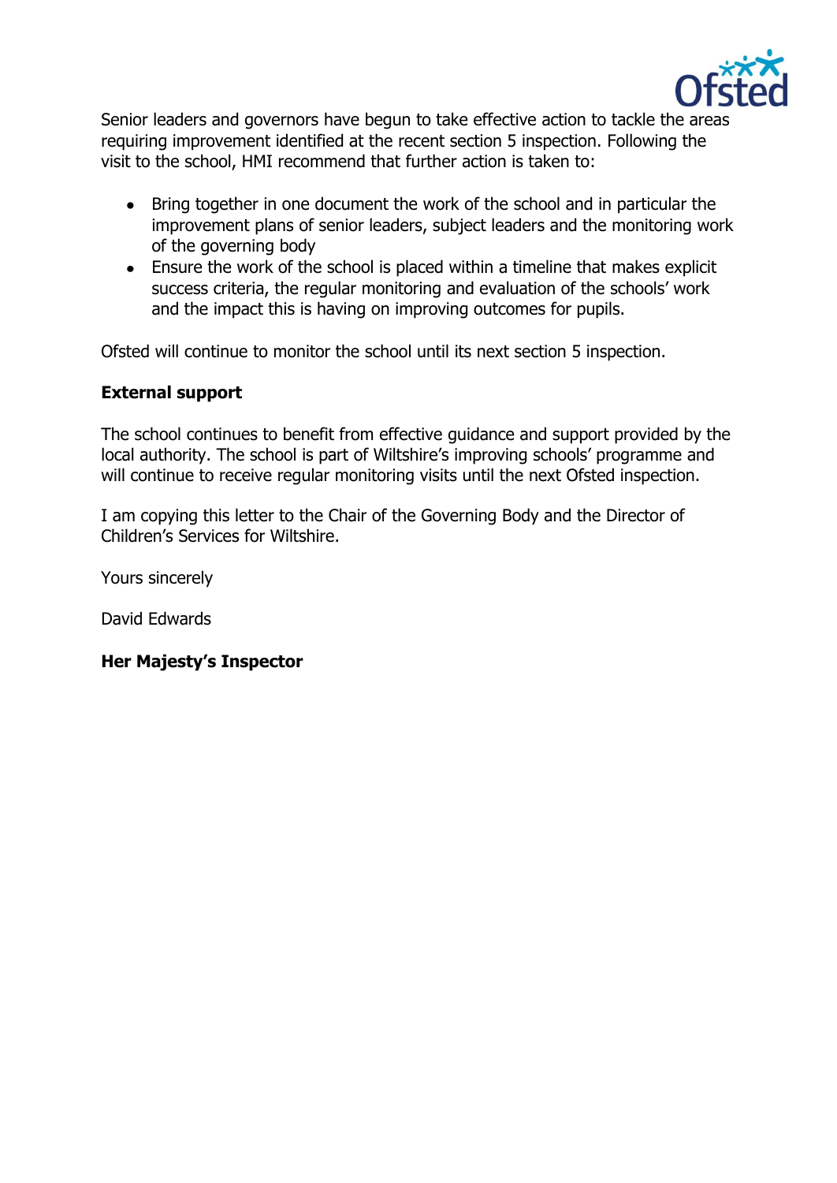Senior leaders and governors have begun to take effective action to tackle the areas requiring improvement identified at the recent section 5 inspection. Following the visit to the school, HMI recommend that further action is taken to:

- Bring together in one document the work of the school and in particular the improvement plans of senior leaders, subject leaders and the monitoring work of the governing body
- Ensure the work of the school is placed within a timeline that makes explicit success criteria, the regular monitoring and evaluation of the schools' work and the impact this is having on improving outcomes for pupils.

Ofsted will continue to monitor the school until its next section 5 inspection.

**External support**

The school continues to benefit from effective guidance and support provided by the local authority. The school is part of Wiltshire's improving schools' programme and will continue to receive regular monitoring visits until the next Ofsted inspection.

I am copying this letter to the Chair of the Governing Body and the Director of Children's Services for Wiltshire.

Yours sincerely

David Edwards

**Her Majesty's Inspector**